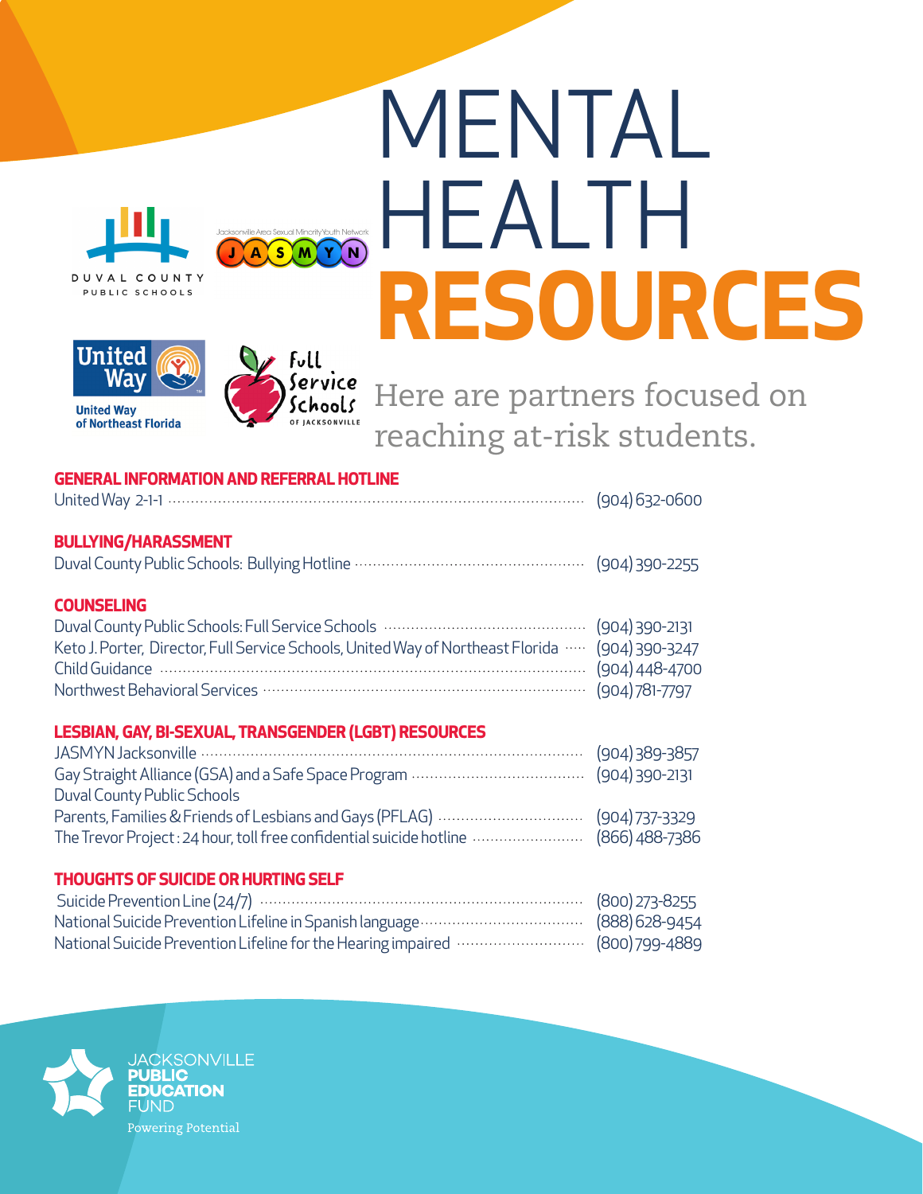# MENTAL HEALTH RESOURCES

Here are partners focused on reaching at-risk students.

## GENERAL INFORMATION AND REFERRAL HOTLINE

United Way 2-1-1 .......... (904) 632-0600

## BULLYING/HARASSMENT

Duval County Public Schools: Bullying Hotline .......... (904) 390-2255

## COUNSELING

Duval County Public Schools: Full Service Schools .......... (904) 390-2131
Keto J. Porter, Director, Full Service Schools, United Way of Northeast Florida .......... (904) 390-3247
Child Guidance .......... (904) 448-4700
Northwest Behavioral Services .......... (904) 781-7797

## LESBIAN, GAY, BI-SEXUAL, TRANSGENDER (LGBT) RESOURCES

JASMYN Jacksonville .......... (904) 389-3857
Gay Straight Alliance (GSA) and a Safe Space Program .......... (904) 390-2131
Duval County Public Schools
Parents, Families & Friends of Lesbians and Gays (PFLAG) .......... (904) 737-3329
The Trevor Project : 24 hour, toll free confidential suicide hotline .......... (866) 488-7386

## THOUGHTS OF SUICIDE OR HURTING SELF

Suicide Prevention Line (24/7) .......... (800) 273-8255
National Suicide Prevention Lifeline in Spanish language .......... (888) 628-9454
National Suicide Prevention Lifeline for the Hearing impaired .......... (800) 799-4889

JACKSONVILLE PUBLIC EDUCATION FUND
Powering Potential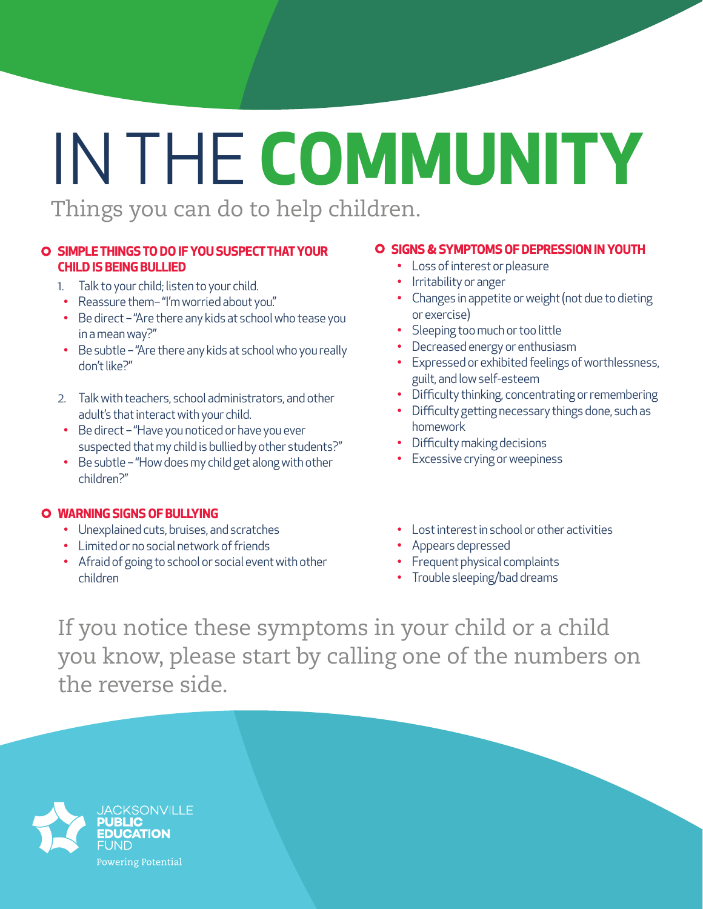# IN THE **COMMUNITY**

Things you can do to help children.

## SIMPLE THINGS TO DO IF YOU SUSPECT THAT YOUR CHILD IS BEING BULLIED

1. Talk to your child; listen to your child.
   - Reassure them– "I'm worried about you."
   - Be direct – "Are there any kids at school who tease you in a mean way?"
   - Be subtle – "Are there any kids at school who you really don't like?"

2. Talk with teachers, school administrators, and other adult's that interact with your child.
   - Be direct – "Have you noticed or have you ever suspected that my child is bullied by other students?"
   - Be subtle – "How does my child get along with other children?"

## WARNING SIGNS OF BULLYING

- Unexplained cuts, bruises, and scratches
- Limited or no social network of friends
- Afraid of going to school or social event with other children
- Lost interest in school or other activities
- Appears depressed
- Frequent physical complaints
- Trouble sleeping/bad dreams

## SIGNS & SYMPTOMS OF DEPRESSION IN YOUTH

- Loss of interest or pleasure
- Irritability or anger
- Changes in appetite or weight (not due to dieting or exercise)
- Sleeping too much or too little
- Decreased energy or enthusiasm
- Expressed or exhibited feelings of worthlessness, guilt, and low self-esteem
- Difficulty thinking, concentrating or remembering
- Difficulty getting necessary things done, such as homework
- Difficulty making decisions
- Excessive crying or weepiness

If you notice these symptoms in your child or a child you know, please start by calling one of the numbers on the reverse side.

JACKSONVILLE PUBLIC EDUCATION FUND

Powering Potential